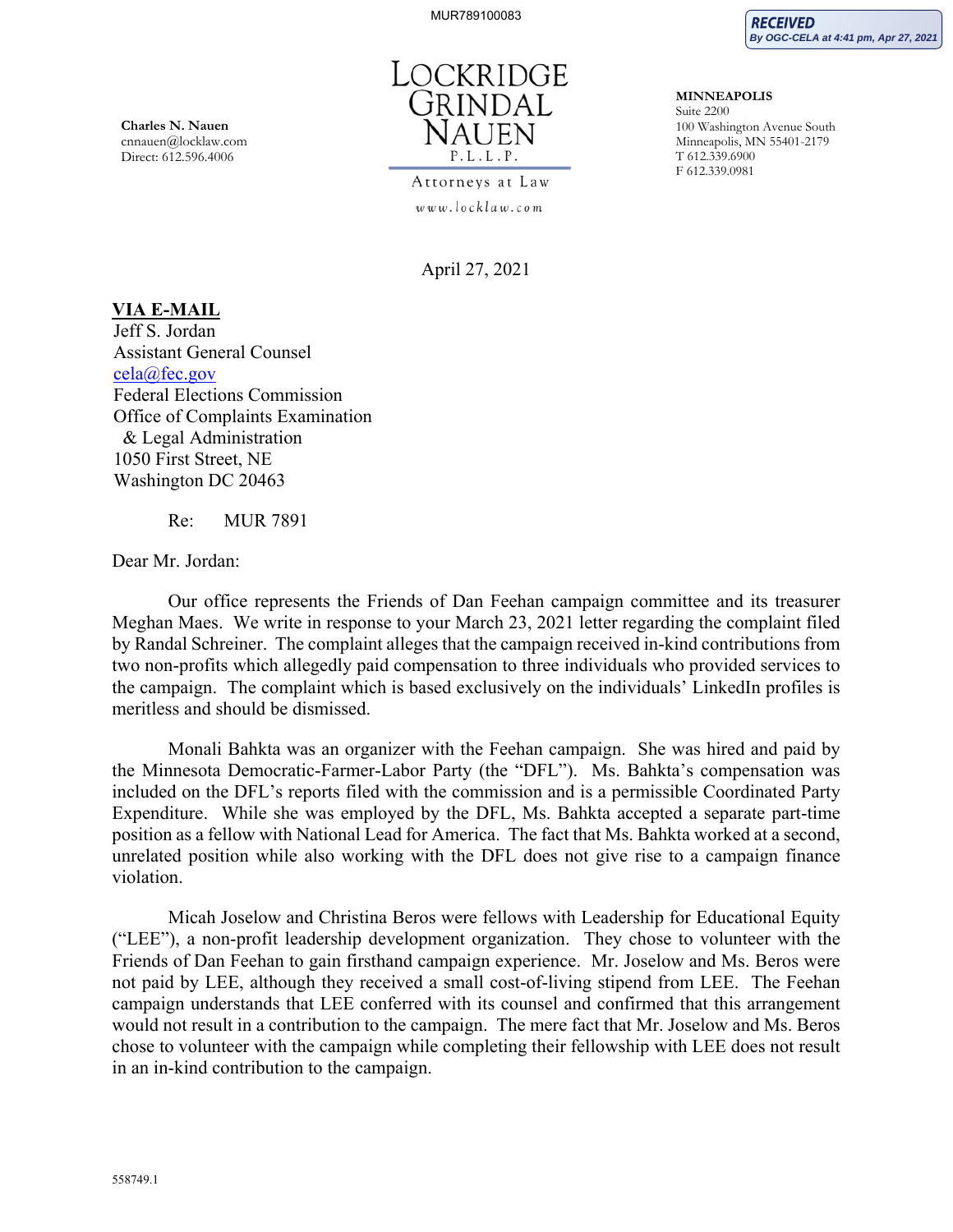MUR789100083

**RECEIVED**
*By OGC-CELA at 4:41 pm, Apr 27, 2021*

**Charles N. Nauen**
cnnauen@locklaw.com
Direct: 612.596.4006

LOCKRIDGE
GRINDAL
NAUEN
P.L.L.P.

Attorneys at Law
www.locklaw.com

**MINNEAPOLIS**
Suite 2200
100 Washington Avenue South
Minneapolis, MN 55401-2179
T 612.339.6900
F 612.339.0981

April 27, 2021

**VIA E-MAIL**
Jeff S. Jordan
Assistant General Counsel
cela@fec.gov
Federal Elections Commission
Office of Complaints Examination
& Legal Administration
1050 First Street, NE
Washington DC 20463

Re: MUR 7891

Dear Mr. Jordan:

Our office represents the Friends of Dan Feehan campaign committee and its treasurer Meghan Maes. We write in response to your March 23, 2021 letter regarding the complaint filed by Randal Schreiner. The complaint alleges that the campaign received in-kind contributions from two non-profits which allegedly paid compensation to three individuals who provided services to the campaign. The complaint which is based exclusively on the individuals' LinkedIn profiles is meritless and should be dismissed.

Monali Bahkta was an organizer with the Feehan campaign. She was hired and paid by the Minnesota Democratic-Farmer-Labor Party (the "DFL"). Ms. Bahkta's compensation was included on the DFL's reports filed with the commission and is a permissible Coordinated Party Expenditure. While she was employed by the DFL, Ms. Bahkta accepted a separate part-time position as a fellow with National Lead for America. The fact that Ms. Bahkta worked at a second, unrelated position while also working with the DFL does not give rise to a campaign finance violation.

Micah Joselow and Christina Beros were fellows with Leadership for Educational Equity ("LEE"), a non-profit leadership development organization. They chose to volunteer with the Friends of Dan Feehan to gain firsthand campaign experience. Mr. Joselow and Ms. Beros were not paid by LEE, although they received a small cost-of-living stipend from LEE. The Feehan campaign understands that LEE conferred with its counsel and confirmed that this arrangement would not result in a contribution to the campaign. The mere fact that Mr. Joselow and Ms. Beros chose to volunteer with the campaign while completing their fellowship with LEE does not result in an in-kind contribution to the campaign.

558749.1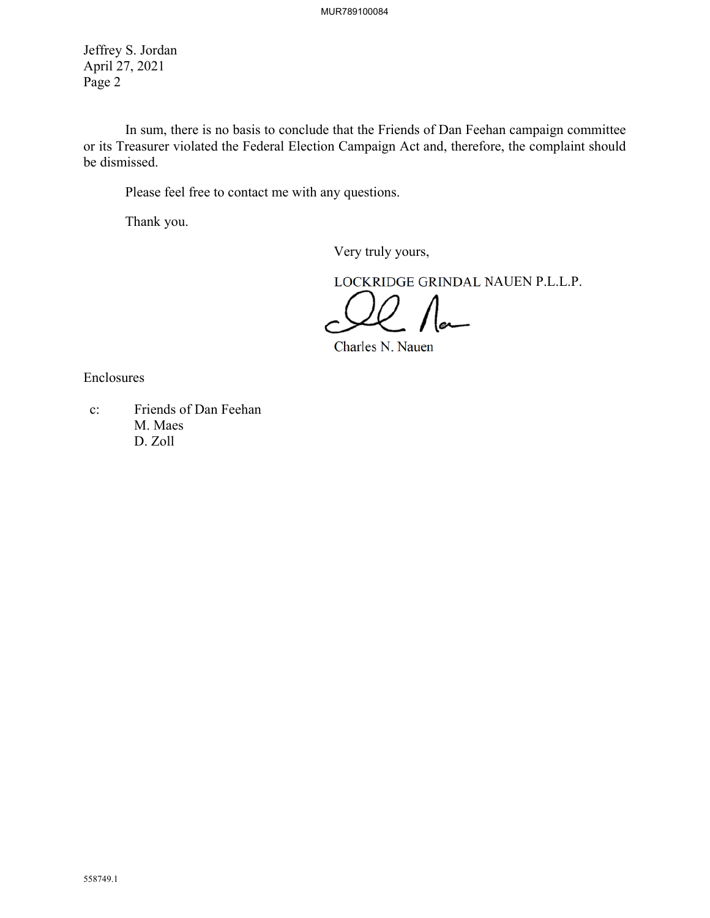In sum, there is no basis to conclude that the Friends of Dan Feehan campaign committee or its Treasurer violated the Federal Election Campaign Act and, therefore, the complaint should be dismissed.

Please feel free to contact me with any questions.

Thank you.

Very truly yours,

LOCKRIDGE GRINDAL NAUEN P.L.L.P.

Charles N. Nauen

Enclosures

c: Friends of Dan Feehan
M. Maes
D. Zoll

558749.1